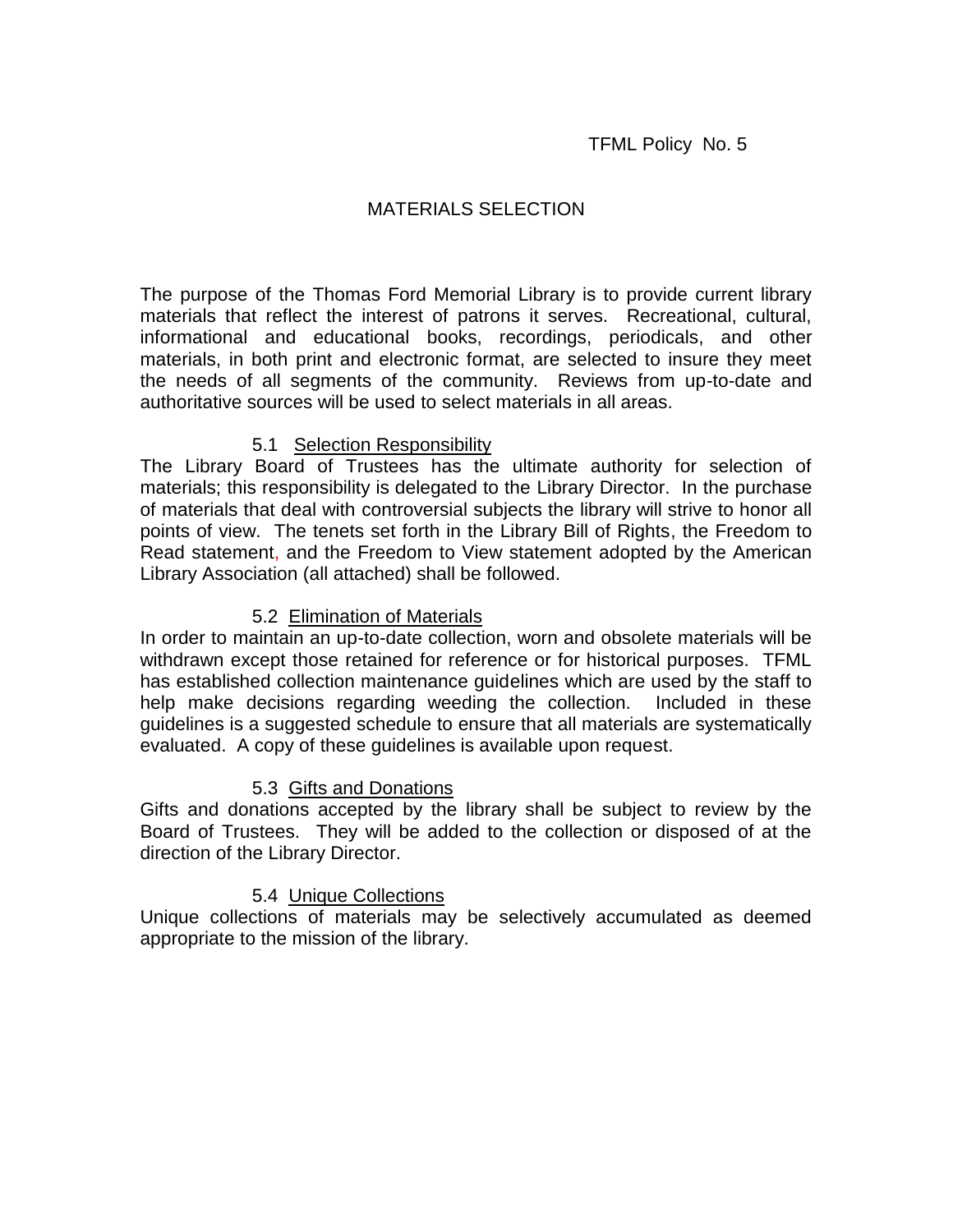TFML Policy No. 5

# MATERIALS SELECTION

The purpose of the Thomas Ford Memorial Library is to provide current library materials that reflect the interest of patrons it serves. Recreational, cultural, informational and educational books, recordings, periodicals, and other materials, in both print and electronic format, are selected to insure they meet the needs of all segments of the community. Reviews from up-to-date and authoritative sources will be used to select materials in all areas.

## 5.1 Selection Responsibility

The Library Board of Trustees has the ultimate authority for selection of materials; this responsibility is delegated to the Library Director. In the purchase of materials that deal with controversial subjects the library will strive to honor all points of view. The tenets set forth in the Library Bill of Rights, the Freedom to Read statement, and the Freedom to View statement adopted by the American Library Association (all attached) shall be followed.

## 5.2 Elimination of Materials

In order to maintain an up-to-date collection, worn and obsolete materials will be withdrawn except those retained for reference or for historical purposes. TFML has established collection maintenance guidelines which are used by the staff to help make decisions regarding weeding the collection. Included in these guidelines is a suggested schedule to ensure that all materials are systematically evaluated. A copy of these guidelines is available upon request.

## 5.3 Gifts and Donations

Gifts and donations accepted by the library shall be subject to review by the Board of Trustees. They will be added to the collection or disposed of at the direction of the Library Director.

## 5.4 Unique Collections

Unique collections of materials may be selectively accumulated as deemed appropriate to the mission of the library.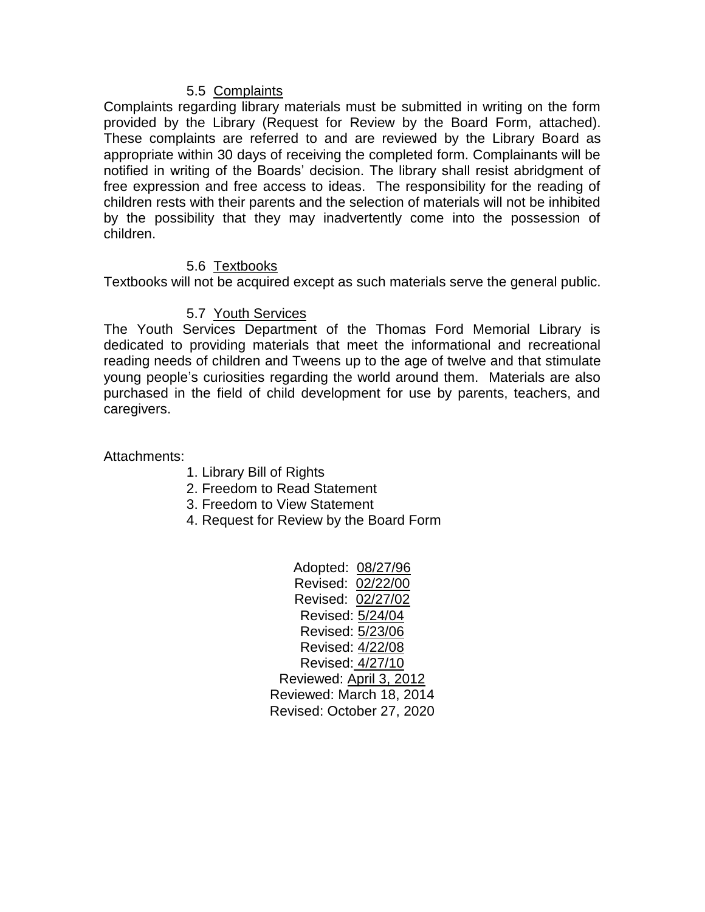### 5.5 Complaints

Complaints regarding library materials must be submitted in writing on the form provided by the Library (Request for Review by the Board Form, attached). These complaints are referred to and are reviewed by the Library Board as appropriate within 30 days of receiving the completed form. Complainants will be notified in writing of the Boards' decision. The library shall resist abridgment of free expression and free access to ideas. The responsibility for the reading of children rests with their parents and the selection of materials will not be inhibited by the possibility that they may inadvertently come into the possession of children.

### 5.6 Textbooks

Textbooks will not be acquired except as such materials serve the general public.

### 5.7 Youth Services

The Youth Services Department of the Thomas Ford Memorial Library is dedicated to providing materials that meet the informational and recreational reading needs of children and Tweens up to the age of twelve and that stimulate young people's curiosities regarding the world around them. Materials are also purchased in the field of child development for use by parents, teachers, and caregivers.

Attachments:

1. Library Bill of Rights
2. Freedom to Read Statement
3. Freedom to View Statement
4. Request for Review by the Board Form

Adopted: 08/27/96
Revised: 02/22/00
Revised: 02/27/02
Revised: 5/24/04
Revised: 5/23/06
Revised: 4/22/08
Revised: 4/27/10
Reviewed: April 3, 2012
Reviewed: March 18, 2014
Revised: October 27, 2020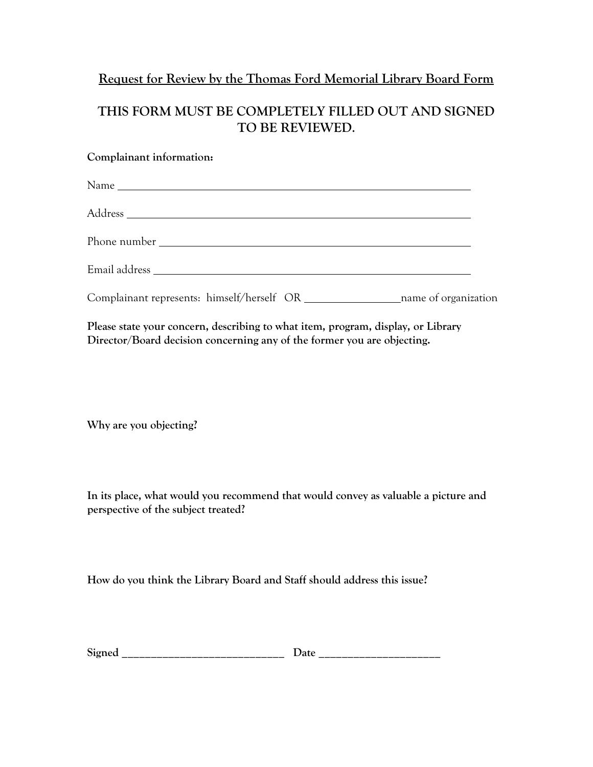## Request for Review by the Thomas Ford Memorial Library Board Form

## THIS FORM MUST BE COMPLETELY FILLED OUT AND SIGNED TO BE REVIEWED.

**Complainant information:**

Name ______________________________________________________________

Address ____________________________________________________________

Phone number _______________________________________________________

Email address _______________________________________________________

Complainant represents: himself/herself OR _________________name of organization

**Please state your concern, describing to what item, program, display, or Library Director/Board decision concerning any of the former you are objecting.**

**Why are you objecting?**

**In its place, what would you recommend that would convey as valuable a picture and perspective of the subject treated?**

**How do you think the Library Board and Staff should address this issue?**

**Signed ____________________________ Date ____________________**